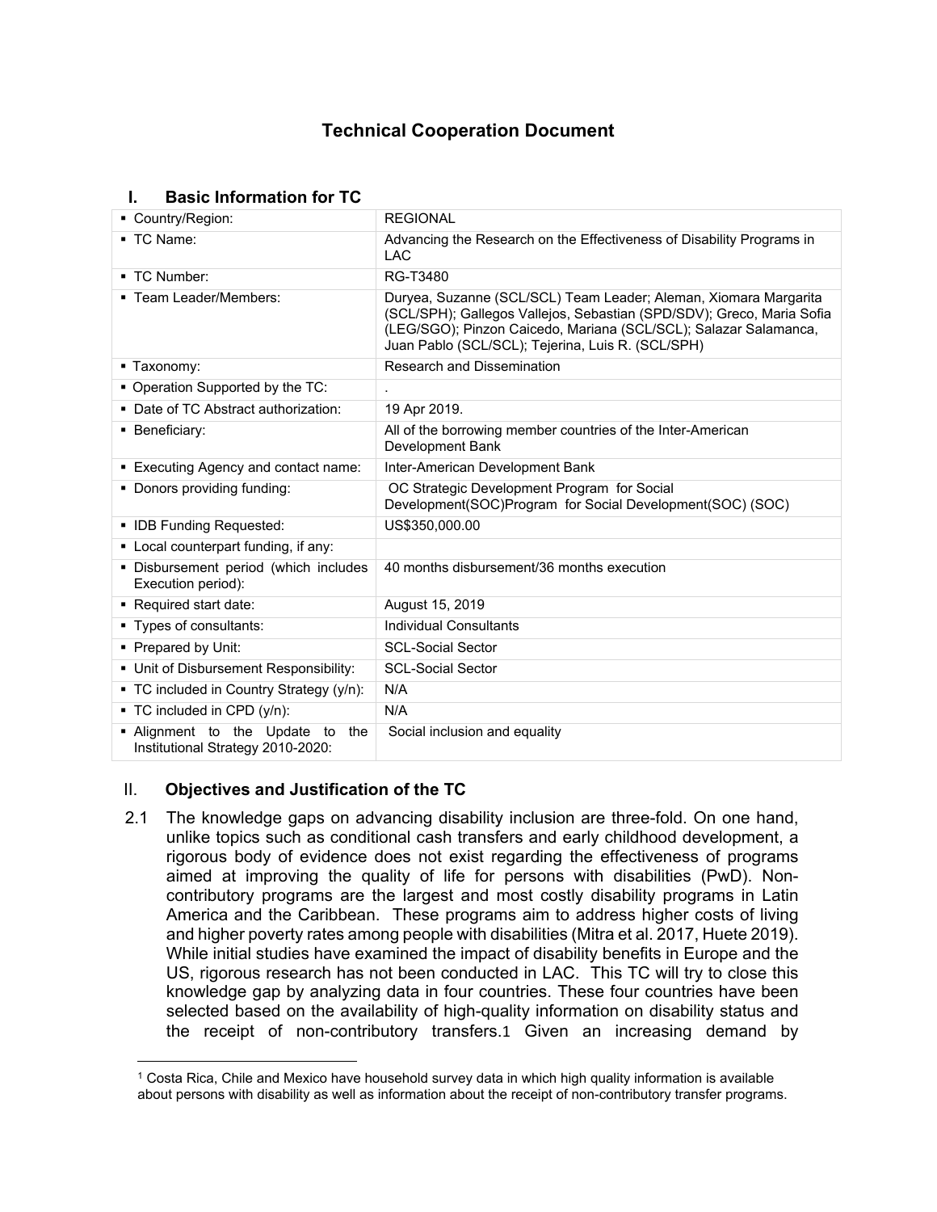# Technical Cooperation Document

## I. Basic Information for TC

| | |
|---|---|
| ▪ Country/Region: | REGIONAL |
| ▪ TC Name: | Advancing the Research on the Effectiveness of Disability Programs in LAC |
| ▪ TC Number: | RG-T3480 |
| ▪ Team Leader/Members: | Duryea, Suzanne (SCL/SCL) Team Leader; Aleman, Xiomara Margarita (SCL/SPH); Gallegos Vallejos, Sebastian (SPD/SDV); Greco, Maria Sofia (LEG/SGO); Pinzon Caicedo, Mariana (SCL/SCL); Salazar Salamanca, Juan Pablo (SCL/SCL); Tejerina, Luis R. (SCL/SPH) |
| ▪ Taxonomy: | Research and Dissemination |
| ▪ Operation Supported by the TC: | . |
| ▪ Date of TC Abstract authorization: | 19 Apr 2019. |
| ▪ Beneficiary: | All of the borrowing member countries of the Inter-American Development Bank |
| ▪ Executing Agency and contact name: | Inter-American Development Bank |
| ▪ Donors providing funding: | OC Strategic Development Program for Social Development(SOC)Program for Social Development(SOC) (SOC) |
| ▪ IDB Funding Requested: | US$350,000.00 |
| ▪ Local counterpart funding, if any: | |
| ▪ Disbursement period (which includes Execution period): | 40 months disbursement/36 months execution |
| ▪ Required start date: | August 15, 2019 |
| ▪ Types of consultants: | Individual Consultants |
| ▪ Prepared by Unit: | SCL-Social Sector |
| ▪ Unit of Disbursement Responsibility: | SCL-Social Sector |
| ▪ TC included in Country Strategy (y/n): | N/A |
| ▪ TC included in CPD (y/n): | N/A |
| ▪ Alignment to the Update to the Institutional Strategy 2010-2020: | Social inclusion and equality |

## II. Objectives and Justification of the TC

2.1 The knowledge gaps on advancing disability inclusion are three-fold. On one hand, unlike topics such as conditional cash transfers and early childhood development, a rigorous body of evidence does not exist regarding the effectiveness of programs aimed at improving the quality of life for persons with disabilities (PwD). Non-contributory programs are the largest and most costly disability programs in Latin America and the Caribbean. These programs aim to address higher costs of living and higher poverty rates among people with disabilities (Mitra et al. 2017, Huete 2019). While initial studies have examined the impact of disability benefits in Europe and the US, rigorous research has not been conducted in LAC. This TC will try to close this knowledge gap by analyzing data in four countries. These four countries have been selected based on the availability of high-quality information on disability status and the receipt of non-contributory transfers.[1] Given an increasing demand by

[1] Costa Rica, Chile and Mexico have household survey data in which high quality information is available about persons with disability as well as information about the receipt of non-contributory transfer programs.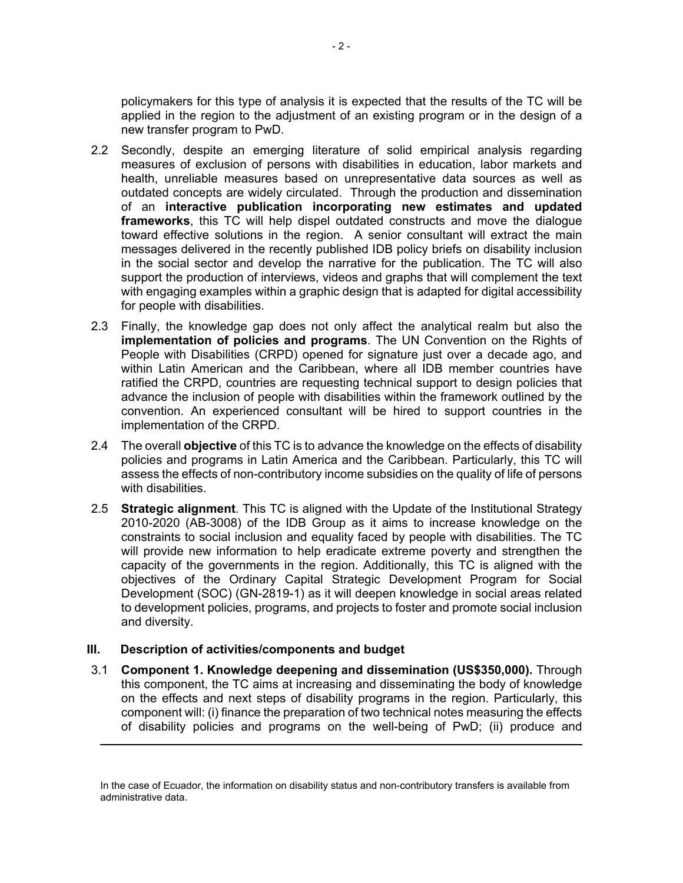policymakers for this type of analysis it is expected that the results of the TC will be applied in the region to the adjustment of an existing program or in the design of a new transfer program to PwD.

2.2 Secondly, despite an emerging literature of solid empirical analysis regarding measures of exclusion of persons with disabilities in education, labor markets and health, unreliable measures based on unrepresentative data sources as well as outdated concepts are widely circulated. Through the production and dissemination of an **interactive publication incorporating new estimates and updated frameworks**, this TC will help dispel outdated constructs and move the dialogue toward effective solutions in the region. A senior consultant will extract the main messages delivered in the recently published IDB policy briefs on disability inclusion in the social sector and develop the narrative for the publication. The TC will also support the production of interviews, videos and graphs that will complement the text with engaging examples within a graphic design that is adapted for digital accessibility for people with disabilities.

2.3 Finally, the knowledge gap does not only affect the analytical realm but also the **implementation of policies and programs**. The UN Convention on the Rights of People with Disabilities (CRPD) opened for signature just over a decade ago, and within Latin American and the Caribbean, where all IDB member countries have ratified the CRPD, countries are requesting technical support to design policies that advance the inclusion of people with disabilities within the framework outlined by the convention. An experienced consultant will be hired to support countries in the implementation of the CRPD.

2.4 The overall **objective** of this TC is to advance the knowledge on the effects of disability policies and programs in Latin America and the Caribbean. Particularly, this TC will assess the effects of non-contributory income subsidies on the quality of life of persons with disabilities.

2.5 **Strategic alignment**. This TC is aligned with the Update of the Institutional Strategy 2010-2020 (AB-3008) of the IDB Group as it aims to increase knowledge on the constraints to social inclusion and equality faced by people with disabilities. The TC will provide new information to help eradicate extreme poverty and strengthen the capacity of the governments in the region. Additionally, this TC is aligned with the objectives of the Ordinary Capital Strategic Development Program for Social Development (SOC) (GN-2819-1) as it will deepen knowledge in social areas related to development policies, programs, and projects to foster and promote social inclusion and diversity.

## III. Description of activities/components and budget

3.1 **Component 1. Knowledge deepening and dissemination (US$350,000).** Through this component, the TC aims at increasing and disseminating the body of knowledge on the effects and next steps of disability programs in the region. Particularly, this component will: (i) finance the preparation of two technical notes measuring the effects of disability policies and programs on the well-being of PwD; (ii) produce and

---

In the case of Ecuador, the information on disability status and non-contributory transfers is available from administrative data.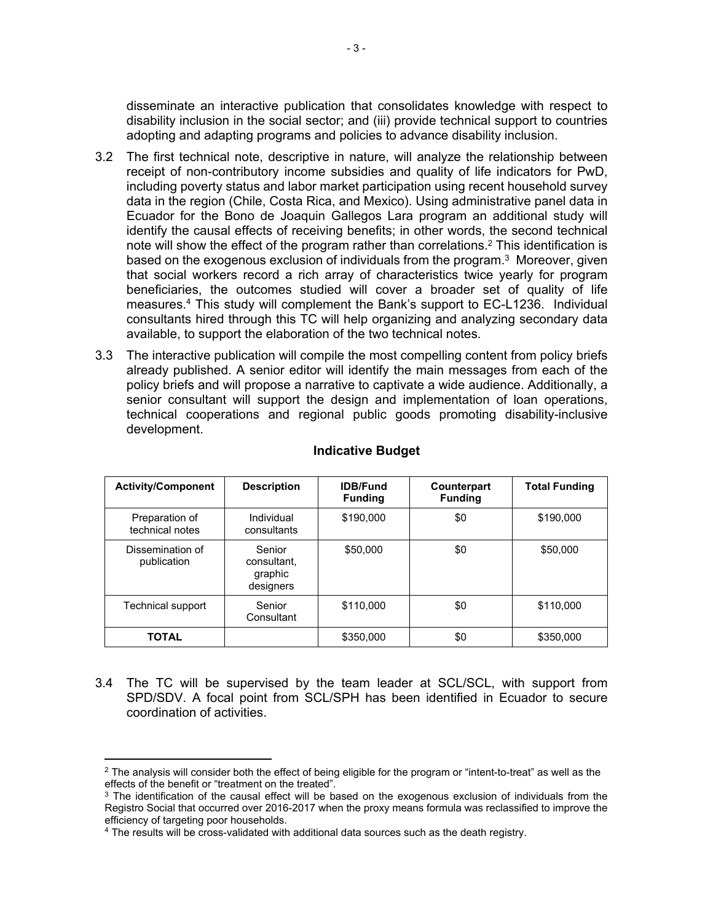disseminate an interactive publication that consolidates knowledge with respect to disability inclusion in the social sector; and (iii) provide technical support to countries adopting and adapting programs and policies to advance disability inclusion.

3.2 The first technical note, descriptive in nature, will analyze the relationship between receipt of non-contributory income subsidies and quality of life indicators for PwD, including poverty status and labor market participation using recent household survey data in the region (Chile, Costa Rica, and Mexico). Using administrative panel data in Ecuador for the Bono de Joaquin Gallegos Lara program an additional study will identify the causal effects of receiving benefits; in other words, the second technical note will show the effect of the program rather than correlations.[2] This identification is based on the exogenous exclusion of individuals from the program.[3] Moreover, given that social workers record a rich array of characteristics twice yearly for program beneficiaries, the outcomes studied will cover a broader set of quality of life measures.[4] This study will complement the Bank's support to EC-L1236. Individual consultants hired through this TC will help organizing and analyzing secondary data available, to support the elaboration of the two technical notes.

3.3 The interactive publication will compile the most compelling content from policy briefs already published. A senior editor will identify the main messages from each of the policy briefs and will propose a narrative to captivate a wide audience. Additionally, a senior consultant will support the design and implementation of loan operations, technical cooperations and regional public goods promoting disability-inclusive development.

**Indicative Budget**

| Activity/Component | Description | IDB/Fund Funding | Counterpart Funding | Total Funding |
|---|---|---|---|---|
| Preparation of technical notes | Individual consultants | $190,000 | $0 | $190,000 |
| Dissemination of publication | Senior consultant, graphic designers | $50,000 | $0 | $50,000 |
| Technical support | Senior Consultant | $110,000 | $0 | $110,000 |
| **TOTAL** | | $350,000 | $0 | $350,000 |

3.4 The TC will be supervised by the team leader at SCL/SCL, with support from SPD/SDV. A focal point from SCL/SPH has been identified in Ecuador to secure coordination of activities.

---

[2] The analysis will consider both the effect of being eligible for the program or "intent-to-treat" as well as the effects of the benefit or "treatment on the treated".

[3] The identification of the causal effect will be based on the exogenous exclusion of individuals from the Registro Social that occurred over 2016-2017 when the proxy means formula was reclassified to improve the efficiency of targeting poor households.

[4] The results will be cross-validated with additional data sources such as the death registry.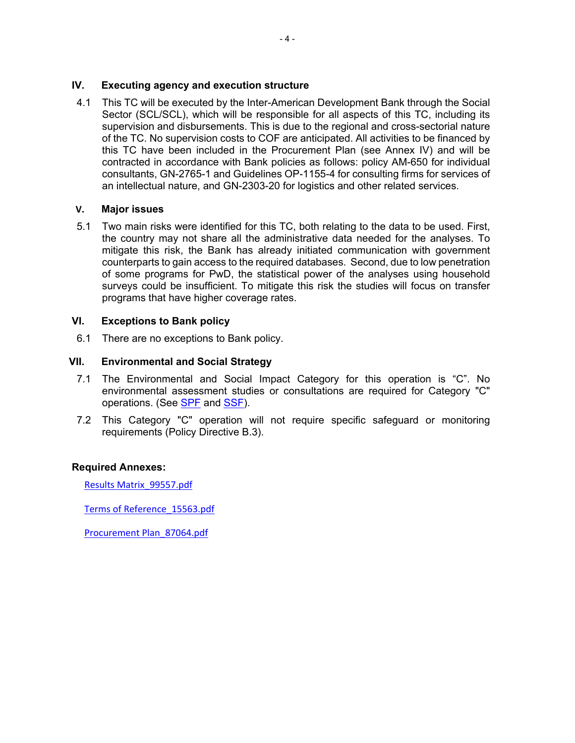## IV. Executing agency and execution structure

4.1 This TC will be executed by the Inter-American Development Bank through the Social Sector (SCL/SCL), which will be responsible for all aspects of this TC, including its supervision and disbursements. This is due to the regional and cross-sectorial nature of the TC. No supervision costs to COF are anticipated. All activities to be financed by this TC have been included in the Procurement Plan (see Annex IV) and will be contracted in accordance with Bank policies as follows: policy AM-650 for individual consultants, GN-2765-1 and Guidelines OP-1155-4 for consulting firms for services of an intellectual nature, and GN-2303-20 for logistics and other related services.

## V. Major issues

5.1 Two main risks were identified for this TC, both relating to the data to be used. First, the country may not share all the administrative data needed for the analyses. To mitigate this risk, the Bank has already initiated communication with government counterparts to gain access to the required databases. Second, due to low penetration of some programs for PwD, the statistical power of the analyses using household surveys could be insufficient. To mitigate this risk the studies will focus on transfer programs that have higher coverage rates.

## VI. Exceptions to Bank policy

6.1 There are no exceptions to Bank policy.

## VII. Environmental and Social Strategy

7.1 The Environmental and Social Impact Category for this operation is "C". No environmental assessment studies or consultations are required for Category "C" operations. (See SPF and SSF).

7.2 This Category "C" operation will not require specific safeguard or monitoring requirements (Policy Directive B.3).

**Required Annexes:**

Results Matrix_99557.pdf

Terms of Reference_15563.pdf

Procurement Plan_87064.pdf